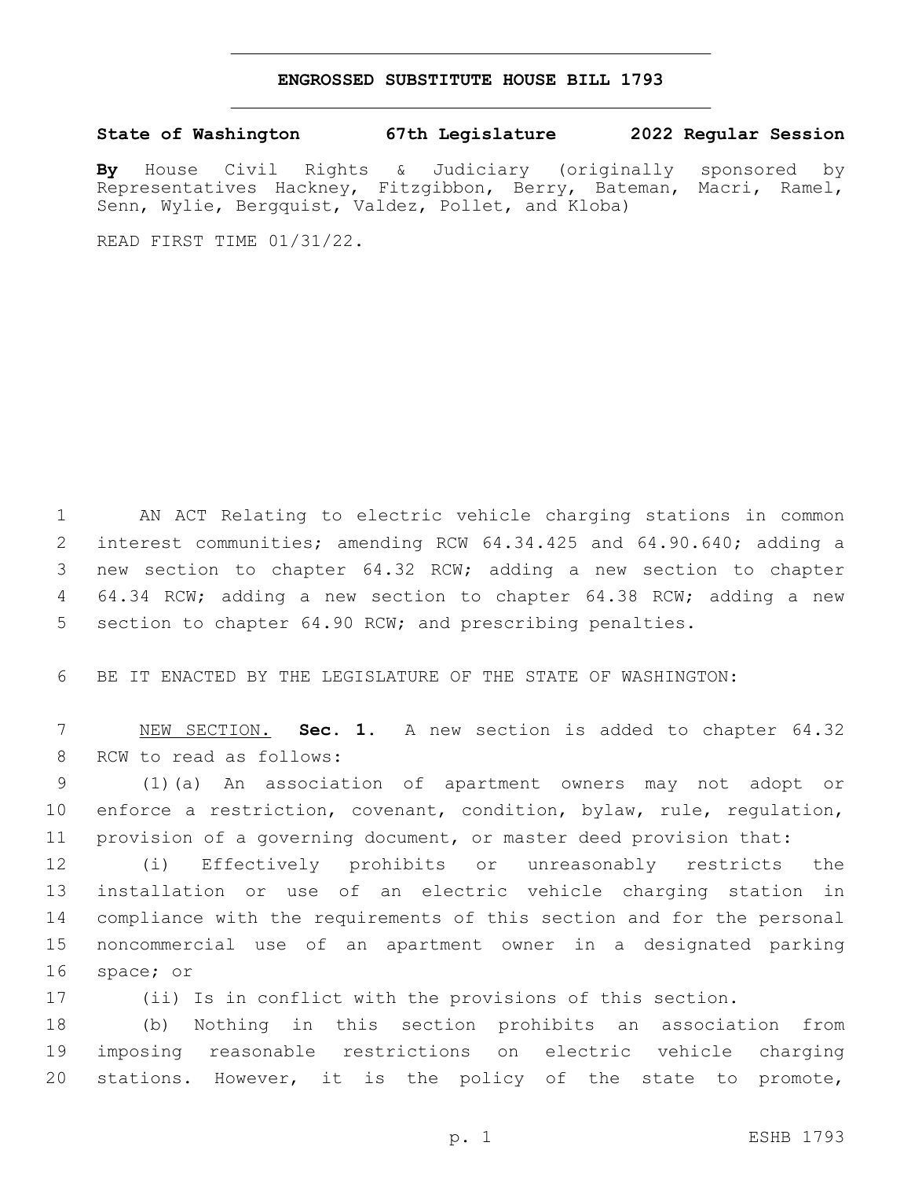# ENGROSSED SUBSTITUTE HOUSE BILL 1793

**State of Washington 67th Legislature 2022 Regular Session**

**By** House Civil Rights & Judiciary (originally sponsored by Representatives Hackney, Fitzgibbon, Berry, Bateman, Macri, Ramel, Senn, Wylie, Bergquist, Valdez, Pollet, and Kloba)

READ FIRST TIME 01/31/22.

AN ACT Relating to electric vehicle charging stations in common interest communities; amending RCW 64.34.425 and 64.90.640; adding a new section to chapter 64.32 RCW; adding a new section to chapter 64.34 RCW; adding a new section to chapter 64.38 RCW; adding a new section to chapter 64.90 RCW; and prescribing penalties.

BE IT ENACTED BY THE LEGISLATURE OF THE STATE OF WASHINGTON:

NEW SECTION. **Sec. 1.** A new section is added to chapter 64.32 RCW to read as follows:

(1)(a) An association of apartment owners may not adopt or enforce a restriction, covenant, condition, bylaw, rule, regulation, provision of a governing document, or master deed provision that:

(i) Effectively prohibits or unreasonably restricts the installation or use of an electric vehicle charging station in compliance with the requirements of this section and for the personal noncommercial use of an apartment owner in a designated parking space; or

(ii) Is in conflict with the provisions of this section.

(b) Nothing in this section prohibits an association from imposing reasonable restrictions on electric vehicle charging stations. However, it is the policy of the state to promote,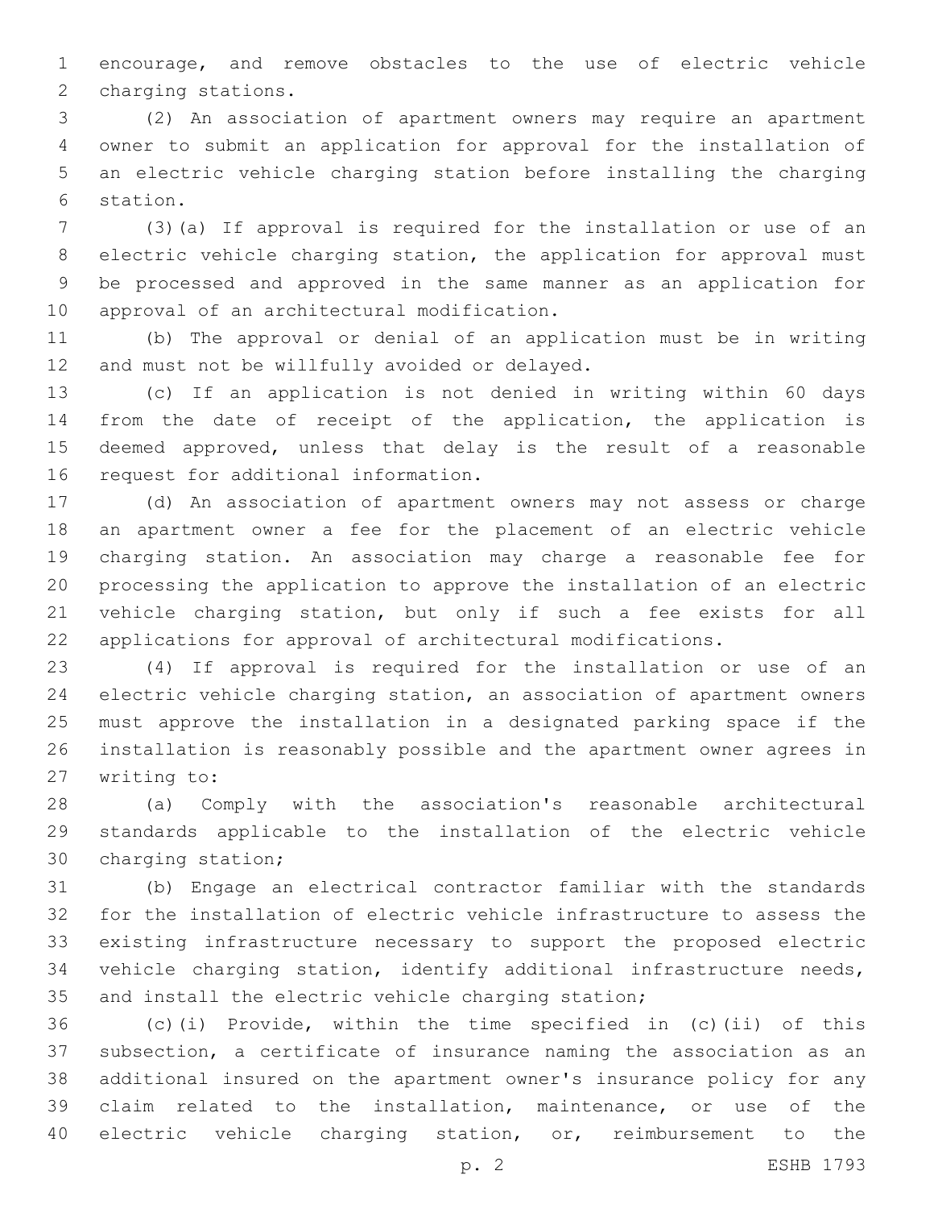encourage, and remove obstacles to the use of electric vehicle charging stations.

(2) An association of apartment owners may require an apartment owner to submit an application for approval for the installation of an electric vehicle charging station before installing the charging station.

(3)(a) If approval is required for the installation or use of an electric vehicle charging station, the application for approval must be processed and approved in the same manner as an application for approval of an architectural modification.

(b) The approval or denial of an application must be in writing and must not be willfully avoided or delayed.

(c) If an application is not denied in writing within 60 days from the date of receipt of the application, the application is deemed approved, unless that delay is the result of a reasonable request for additional information.

(d) An association of apartment owners may not assess or charge an apartment owner a fee for the placement of an electric vehicle charging station. An association may charge a reasonable fee for processing the application to approve the installation of an electric vehicle charging station, but only if such a fee exists for all applications for approval of architectural modifications.

(4) If approval is required for the installation or use of an electric vehicle charging station, an association of apartment owners must approve the installation in a designated parking space if the installation is reasonably possible and the apartment owner agrees in writing to:

(a) Comply with the association's reasonable architectural standards applicable to the installation of the electric vehicle charging station;

(b) Engage an electrical contractor familiar with the standards for the installation of electric vehicle infrastructure to assess the existing infrastructure necessary to support the proposed electric vehicle charging station, identify additional infrastructure needs, and install the electric vehicle charging station;

(c)(i) Provide, within the time specified in (c)(ii) of this subsection, a certificate of insurance naming the association as an additional insured on the apartment owner's insurance policy for any claim related to the installation, maintenance, or use of the electric vehicle charging station, or, reimbursement to the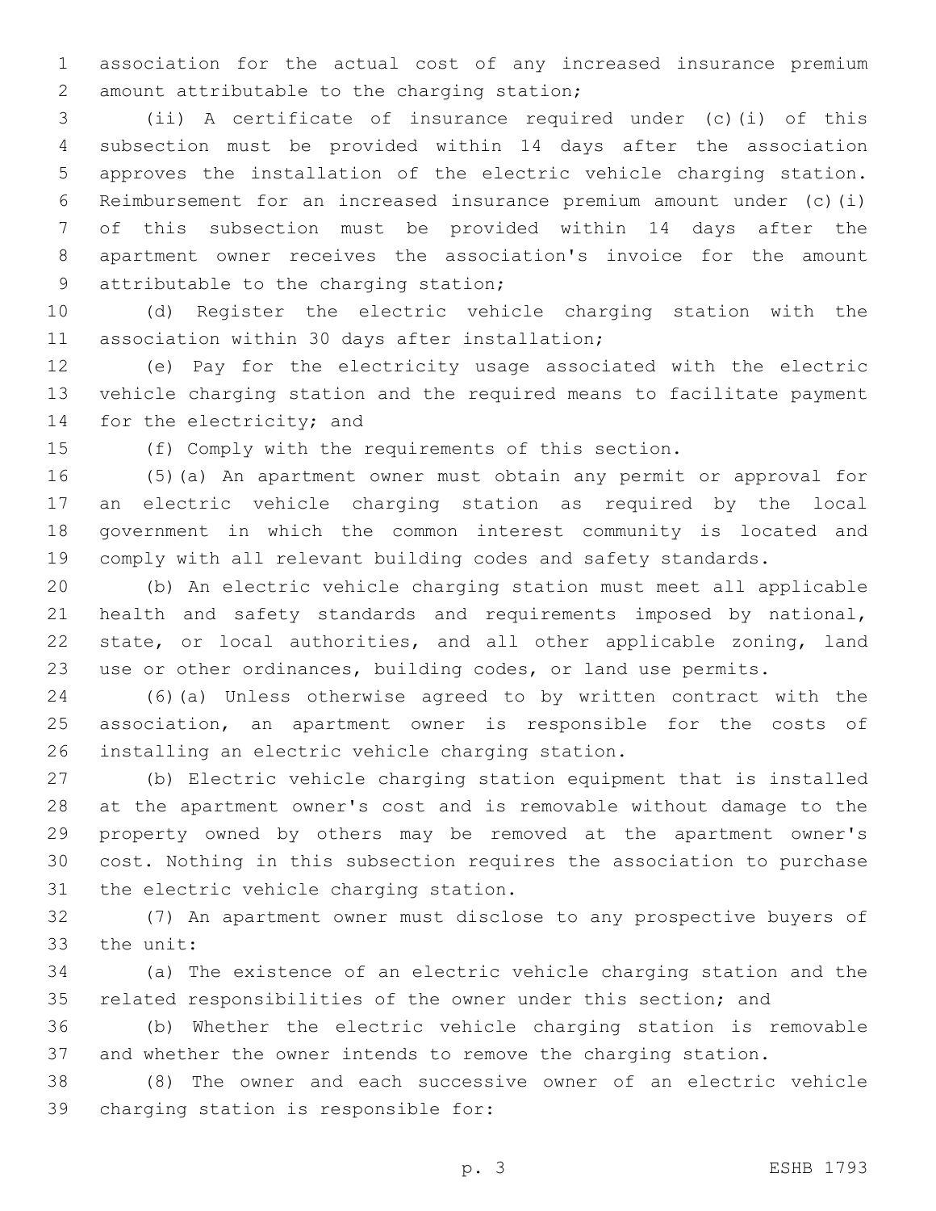association for the actual cost of any increased insurance premium amount attributable to the charging station;

(ii) A certificate of insurance required under (c)(i) of this subsection must be provided within 14 days after the association approves the installation of the electric vehicle charging station. Reimbursement for an increased insurance premium amount under (c)(i) of this subsection must be provided within 14 days after the apartment owner receives the association's invoice for the amount attributable to the charging station;

(d) Register the electric vehicle charging station with the association within 30 days after installation;

(e) Pay for the electricity usage associated with the electric vehicle charging station and the required means to facilitate payment for the electricity; and

(f) Comply with the requirements of this section.

(5)(a) An apartment owner must obtain any permit or approval for an electric vehicle charging station as required by the local government in which the common interest community is located and comply with all relevant building codes and safety standards.

(b) An electric vehicle charging station must meet all applicable health and safety standards and requirements imposed by national, state, or local authorities, and all other applicable zoning, land use or other ordinances, building codes, or land use permits.

(6)(a) Unless otherwise agreed to by written contract with the association, an apartment owner is responsible for the costs of installing an electric vehicle charging station.

(b) Electric vehicle charging station equipment that is installed at the apartment owner's cost and is removable without damage to the property owned by others may be removed at the apartment owner's cost. Nothing in this subsection requires the association to purchase the electric vehicle charging station.

(7) An apartment owner must disclose to any prospective buyers of the unit:

(a) The existence of an electric vehicle charging station and the related responsibilities of the owner under this section; and

(b) Whether the electric vehicle charging station is removable and whether the owner intends to remove the charging station.

(8) The owner and each successive owner of an electric vehicle charging station is responsible for: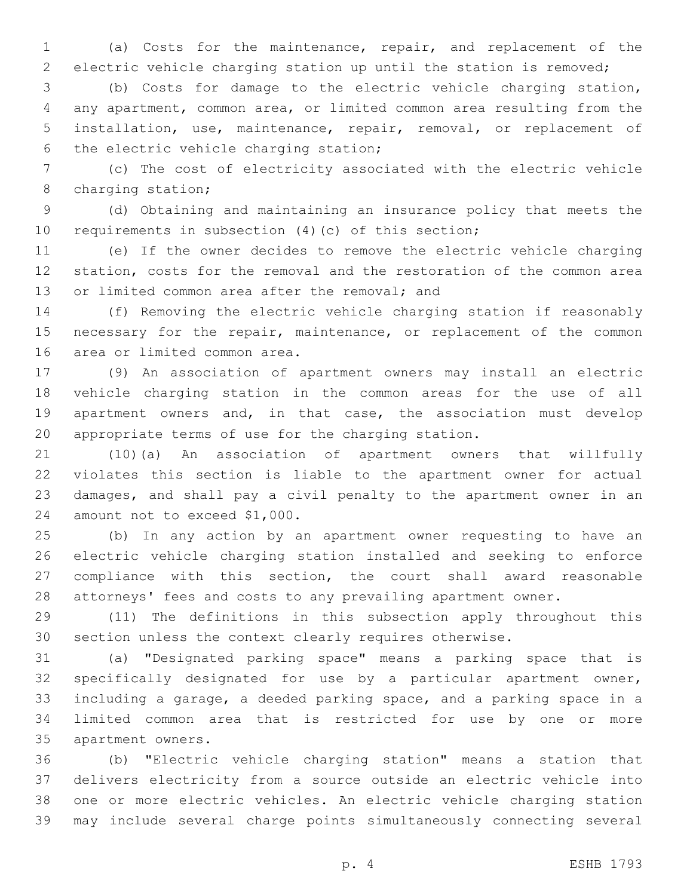(a) Costs for the maintenance, repair, and replacement of the electric vehicle charging station up until the station is removed;

(b) Costs for damage to the electric vehicle charging station, any apartment, common area, or limited common area resulting from the installation, use, maintenance, repair, removal, or replacement of the electric vehicle charging station;

(c) The cost of electricity associated with the electric vehicle charging station;

(d) Obtaining and maintaining an insurance policy that meets the requirements in subsection (4)(c) of this section;

(e) If the owner decides to remove the electric vehicle charging station, costs for the removal and the restoration of the common area or limited common area after the removal; and

(f) Removing the electric vehicle charging station if reasonably necessary for the repair, maintenance, or replacement of the common area or limited common area.

(9) An association of apartment owners may install an electric vehicle charging station in the common areas for the use of all apartment owners and, in that case, the association must develop appropriate terms of use for the charging station.

(10)(a) An association of apartment owners that willfully violates this section is liable to the apartment owner for actual damages, and shall pay a civil penalty to the apartment owner in an amount not to exceed $1,000.

(b) In any action by an apartment owner requesting to have an electric vehicle charging station installed and seeking to enforce compliance with this section, the court shall award reasonable attorneys' fees and costs to any prevailing apartment owner.

(11) The definitions in this subsection apply throughout this section unless the context clearly requires otherwise.

(a) "Designated parking space" means a parking space that is specifically designated for use by a particular apartment owner, including a garage, a deeded parking space, and a parking space in a limited common area that is restricted for use by one or more apartment owners.

(b) "Electric vehicle charging station" means a station that delivers electricity from a source outside an electric vehicle into one or more electric vehicles. An electric vehicle charging station may include several charge points simultaneously connecting several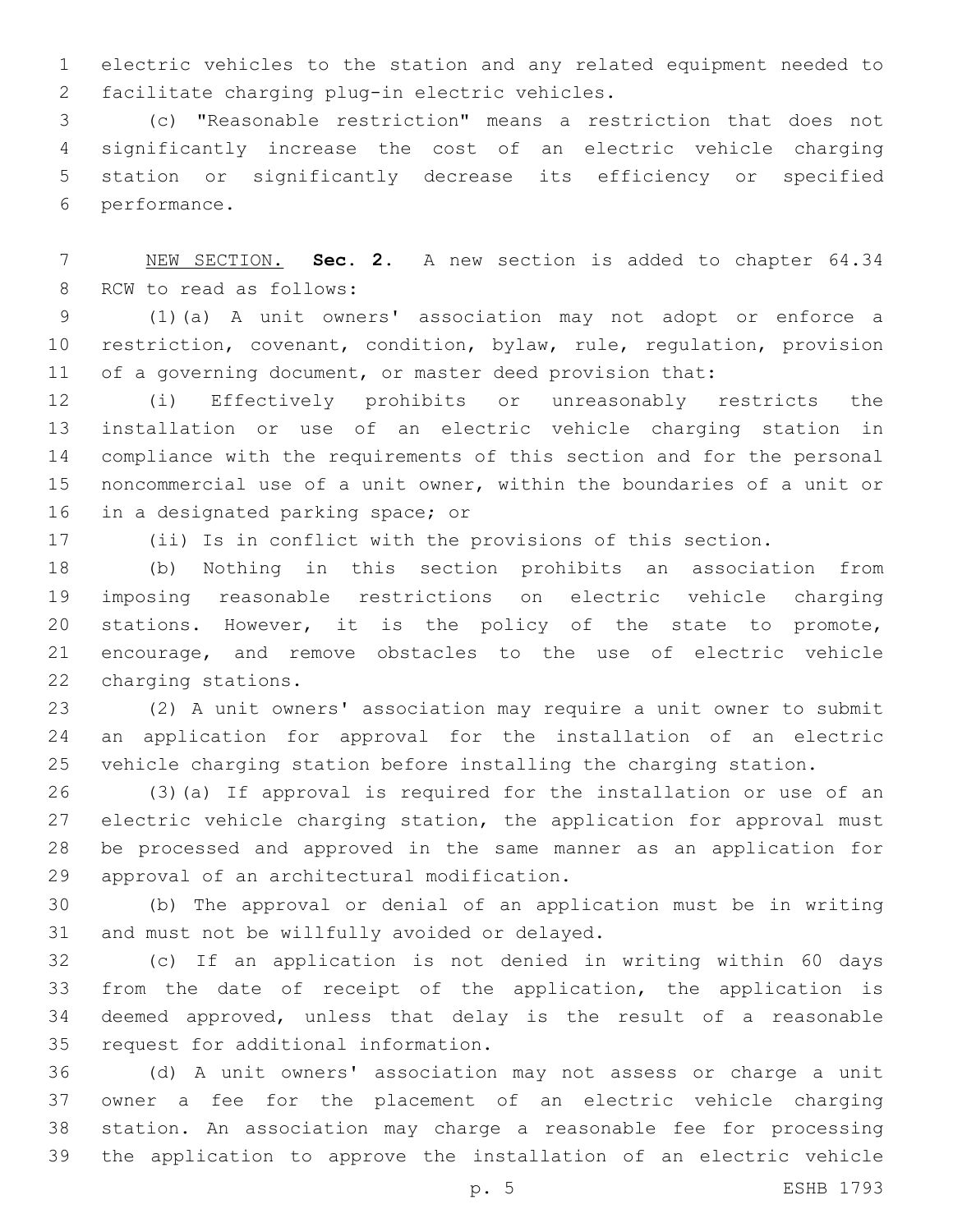electric vehicles to the station and any related equipment needed to facilitate charging plug-in electric vehicles.

(c) "Reasonable restriction" means a restriction that does not significantly increase the cost of an electric vehicle charging station or significantly decrease its efficiency or specified performance.

NEW SECTION. **Sec. 2.** A new section is added to chapter 64.34 RCW to read as follows:

(1)(a) A unit owners' association may not adopt or enforce a restriction, covenant, condition, bylaw, rule, regulation, provision of a governing document, or master deed provision that:

(i) Effectively prohibits or unreasonably restricts the installation or use of an electric vehicle charging station in compliance with the requirements of this section and for the personal noncommercial use of a unit owner, within the boundaries of a unit or in a designated parking space; or

(ii) Is in conflict with the provisions of this section.

(b) Nothing in this section prohibits an association from imposing reasonable restrictions on electric vehicle charging stations. However, it is the policy of the state to promote, encourage, and remove obstacles to the use of electric vehicle charging stations.

(2) A unit owners' association may require a unit owner to submit an application for approval for the installation of an electric vehicle charging station before installing the charging station.

(3)(a) If approval is required for the installation or use of an electric vehicle charging station, the application for approval must be processed and approved in the same manner as an application for approval of an architectural modification.

(b) The approval or denial of an application must be in writing and must not be willfully avoided or delayed.

(c) If an application is not denied in writing within 60 days from the date of receipt of the application, the application is deemed approved, unless that delay is the result of a reasonable request for additional information.

(d) A unit owners' association may not assess or charge a unit owner a fee for the placement of an electric vehicle charging station. An association may charge a reasonable fee for processing the application to approve the installation of an electric vehicle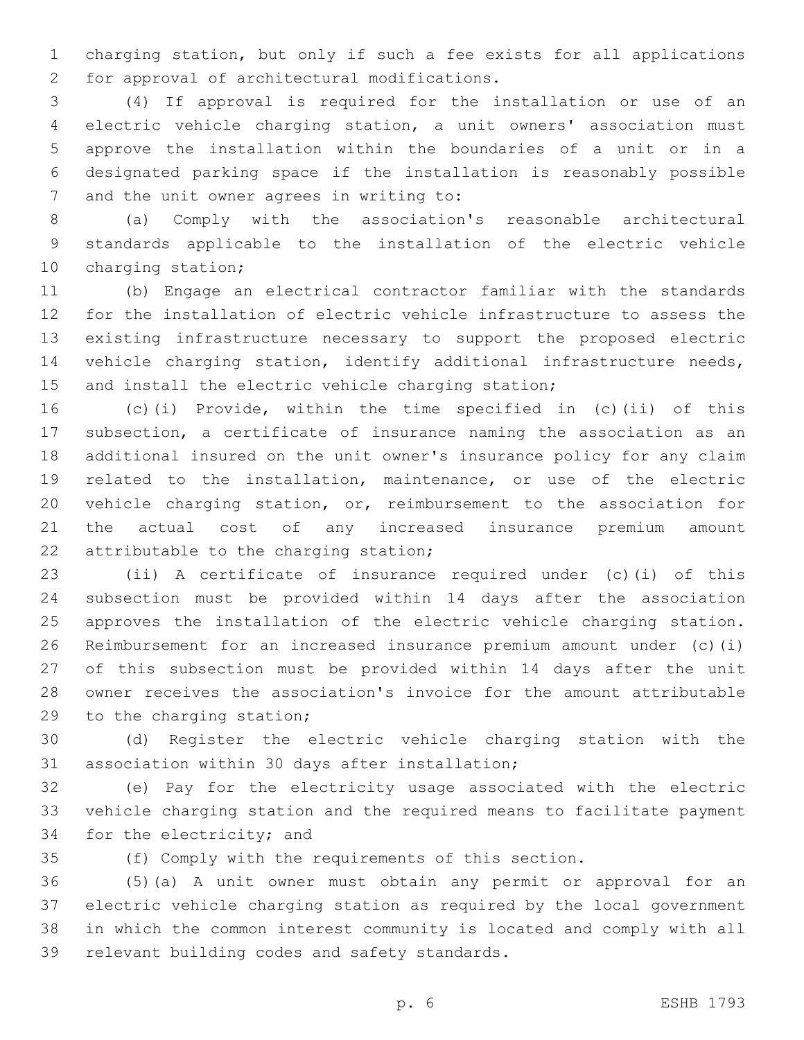charging station, but only if such a fee exists for all applications for approval of architectural modifications.

(4) If approval is required for the installation or use of an electric vehicle charging station, a unit owners' association must approve the installation within the boundaries of a unit or in a designated parking space if the installation is reasonably possible and the unit owner agrees in writing to:

(a) Comply with the association's reasonable architectural standards applicable to the installation of the electric vehicle charging station;

(b) Engage an electrical contractor familiar with the standards for the installation of electric vehicle infrastructure to assess the existing infrastructure necessary to support the proposed electric vehicle charging station, identify additional infrastructure needs, and install the electric vehicle charging station;

(c)(i) Provide, within the time specified in (c)(ii) of this subsection, a certificate of insurance naming the association as an additional insured on the unit owner's insurance policy for any claim related to the installation, maintenance, or use of the electric vehicle charging station, or, reimbursement to the association for the actual cost of any increased insurance premium amount attributable to the charging station;

(ii) A certificate of insurance required under (c)(i) of this subsection must be provided within 14 days after the association approves the installation of the electric vehicle charging station. Reimbursement for an increased insurance premium amount under (c)(i) of this subsection must be provided within 14 days after the unit owner receives the association's invoice for the amount attributable to the charging station;

(d) Register the electric vehicle charging station with the association within 30 days after installation;

(e) Pay for the electricity usage associated with the electric vehicle charging station and the required means to facilitate payment for the electricity; and

(f) Comply with the requirements of this section.

(5)(a) A unit owner must obtain any permit or approval for an electric vehicle charging station as required by the local government in which the common interest community is located and comply with all relevant building codes and safety standards.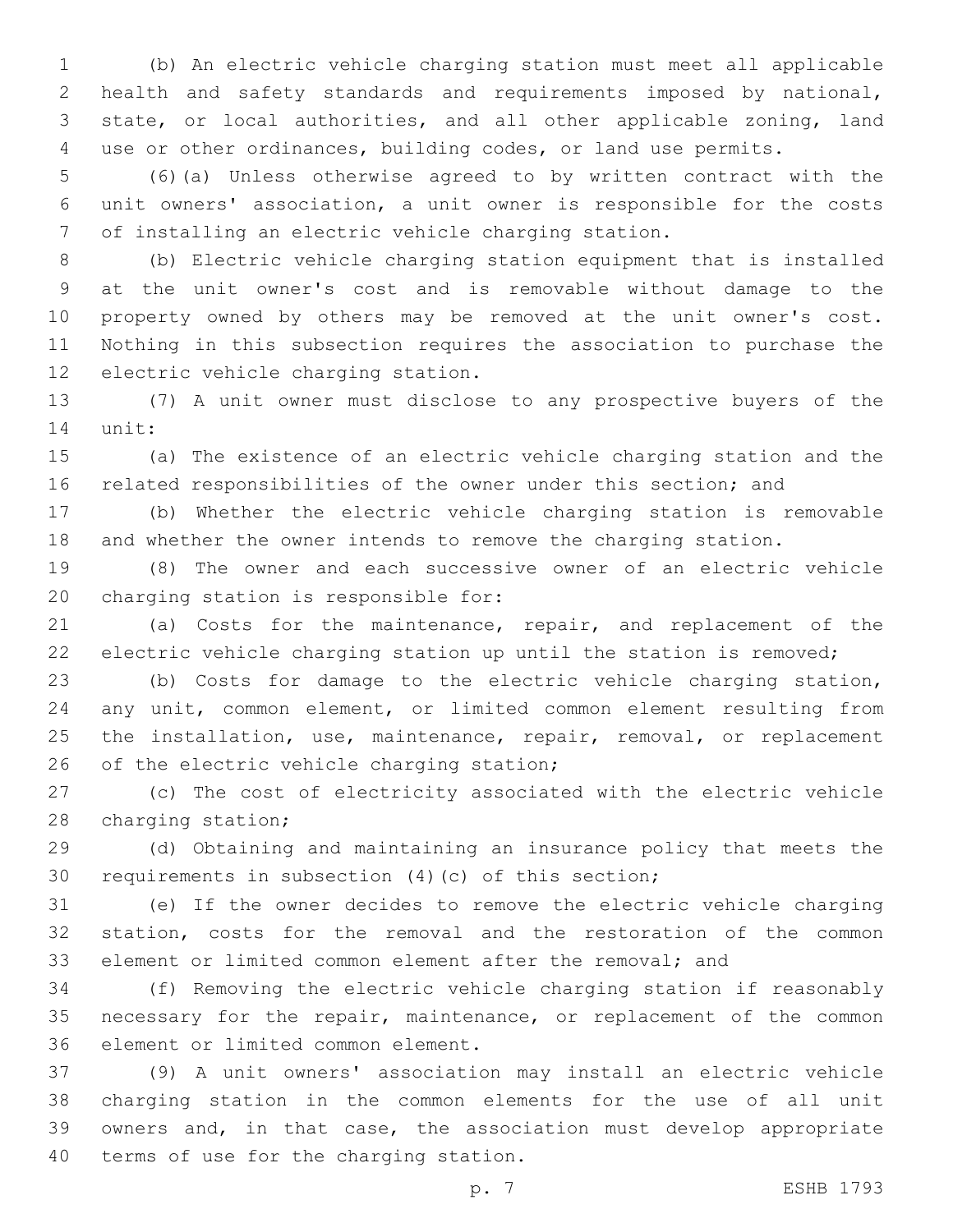(b) An electric vehicle charging station must meet all applicable health and safety standards and requirements imposed by national, state, or local authorities, and all other applicable zoning, land use or other ordinances, building codes, or land use permits.

(6)(a) Unless otherwise agreed to by written contract with the unit owners' association, a unit owner is responsible for the costs of installing an electric vehicle charging station.

(b) Electric vehicle charging station equipment that is installed at the unit owner's cost and is removable without damage to the property owned by others may be removed at the unit owner's cost. Nothing in this subsection requires the association to purchase the electric vehicle charging station.

(7) A unit owner must disclose to any prospective buyers of the unit:

(a) The existence of an electric vehicle charging station and the related responsibilities of the owner under this section; and

(b) Whether the electric vehicle charging station is removable and whether the owner intends to remove the charging station.

(8) The owner and each successive owner of an electric vehicle charging station is responsible for:

(a) Costs for the maintenance, repair, and replacement of the electric vehicle charging station up until the station is removed;

(b) Costs for damage to the electric vehicle charging station, any unit, common element, or limited common element resulting from the installation, use, maintenance, repair, removal, or replacement of the electric vehicle charging station;

(c) The cost of electricity associated with the electric vehicle charging station;

(d) Obtaining and maintaining an insurance policy that meets the requirements in subsection (4)(c) of this section;

(e) If the owner decides to remove the electric vehicle charging station, costs for the removal and the restoration of the common element or limited common element after the removal; and

(f) Removing the electric vehicle charging station if reasonably necessary for the repair, maintenance, or replacement of the common element or limited common element.

(9) A unit owners' association may install an electric vehicle charging station in the common elements for the use of all unit owners and, in that case, the association must develop appropriate terms of use for the charging station.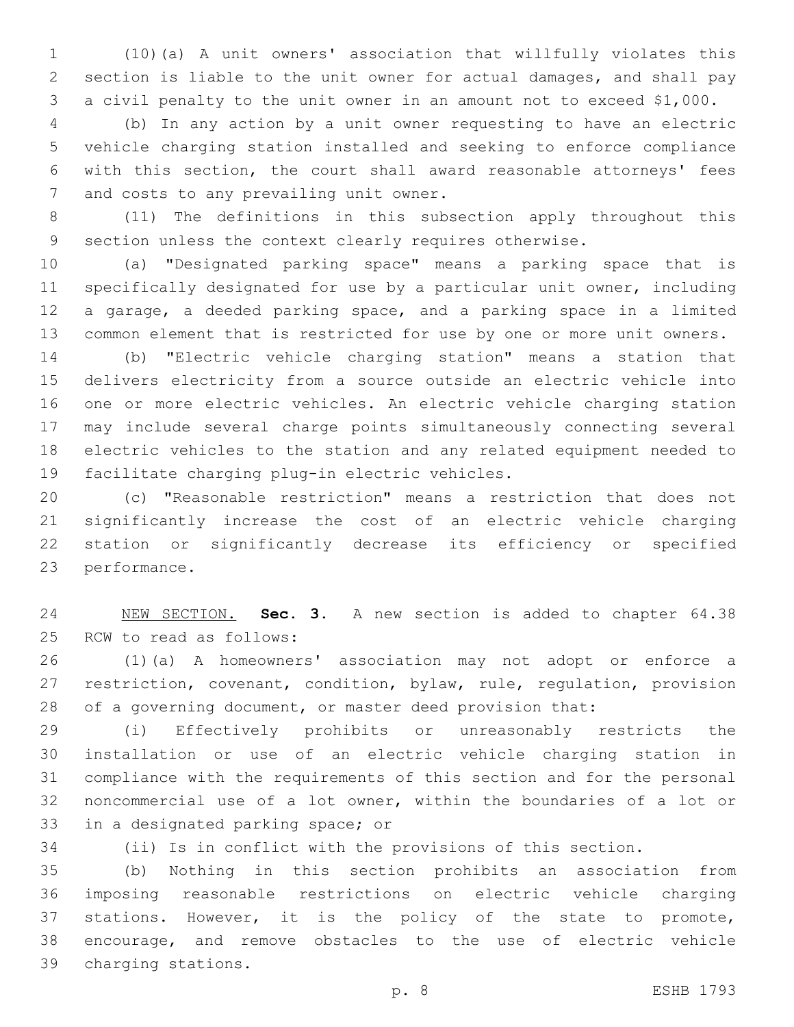(10)(a) A unit owners' association that willfully violates this section is liable to the unit owner for actual damages, and shall pay a civil penalty to the unit owner in an amount not to exceed $1,000.

(b) In any action by a unit owner requesting to have an electric vehicle charging station installed and seeking to enforce compliance with this section, the court shall award reasonable attorneys' fees and costs to any prevailing unit owner.

(11) The definitions in this subsection apply throughout this section unless the context clearly requires otherwise.

(a) "Designated parking space" means a parking space that is specifically designated for use by a particular unit owner, including a garage, a deeded parking space, and a parking space in a limited common element that is restricted for use by one or more unit owners.

(b) "Electric vehicle charging station" means a station that delivers electricity from a source outside an electric vehicle into one or more electric vehicles. An electric vehicle charging station may include several charge points simultaneously connecting several electric vehicles to the station and any related equipment needed to facilitate charging plug-in electric vehicles.

(c) "Reasonable restriction" means a restriction that does not significantly increase the cost of an electric vehicle charging station or significantly decrease its efficiency or specified performance.

NEW SECTION. **Sec. 3.** A new section is added to chapter 64.38 RCW to read as follows:

(1)(a) A homeowners' association may not adopt or enforce a restriction, covenant, condition, bylaw, rule, regulation, provision of a governing document, or master deed provision that:

(i) Effectively prohibits or unreasonably restricts the installation or use of an electric vehicle charging station in compliance with the requirements of this section and for the personal noncommercial use of a lot owner, within the boundaries of a lot or in a designated parking space; or

(ii) Is in conflict with the provisions of this section.

(b) Nothing in this section prohibits an association from imposing reasonable restrictions on electric vehicle charging stations. However, it is the policy of the state to promote, encourage, and remove obstacles to the use of electric vehicle charging stations.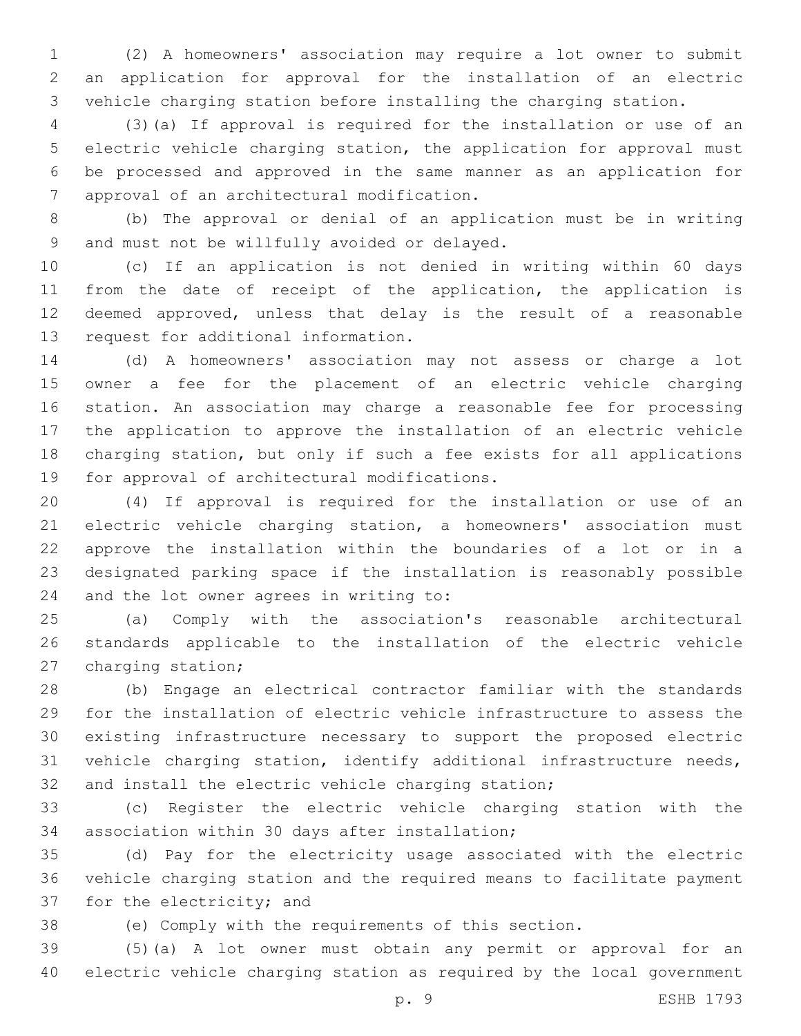(2) A homeowners' association may require a lot owner to submit an application for approval for the installation of an electric vehicle charging station before installing the charging station.

(3)(a) If approval is required for the installation or use of an electric vehicle charging station, the application for approval must be processed and approved in the same manner as an application for approval of an architectural modification.

(b) The approval or denial of an application must be in writing and must not be willfully avoided or delayed.

(c) If an application is not denied in writing within 60 days from the date of receipt of the application, the application is deemed approved, unless that delay is the result of a reasonable request for additional information.

(d) A homeowners' association may not assess or charge a lot owner a fee for the placement of an electric vehicle charging station. An association may charge a reasonable fee for processing the application to approve the installation of an electric vehicle charging station, but only if such a fee exists for all applications for approval of architectural modifications.

(4) If approval is required for the installation or use of an electric vehicle charging station, a homeowners' association must approve the installation within the boundaries of a lot or in a designated parking space if the installation is reasonably possible and the lot owner agrees in writing to:

(a) Comply with the association's reasonable architectural standards applicable to the installation of the electric vehicle charging station;

(b) Engage an electrical contractor familiar with the standards for the installation of electric vehicle infrastructure to assess the existing infrastructure necessary to support the proposed electric vehicle charging station, identify additional infrastructure needs, and install the electric vehicle charging station;

(c) Register the electric vehicle charging station with the association within 30 days after installation;

(d) Pay for the electricity usage associated with the electric vehicle charging station and the required means to facilitate payment for the electricity; and

(e) Comply with the requirements of this section.

(5)(a) A lot owner must obtain any permit or approval for an electric vehicle charging station as required by the local government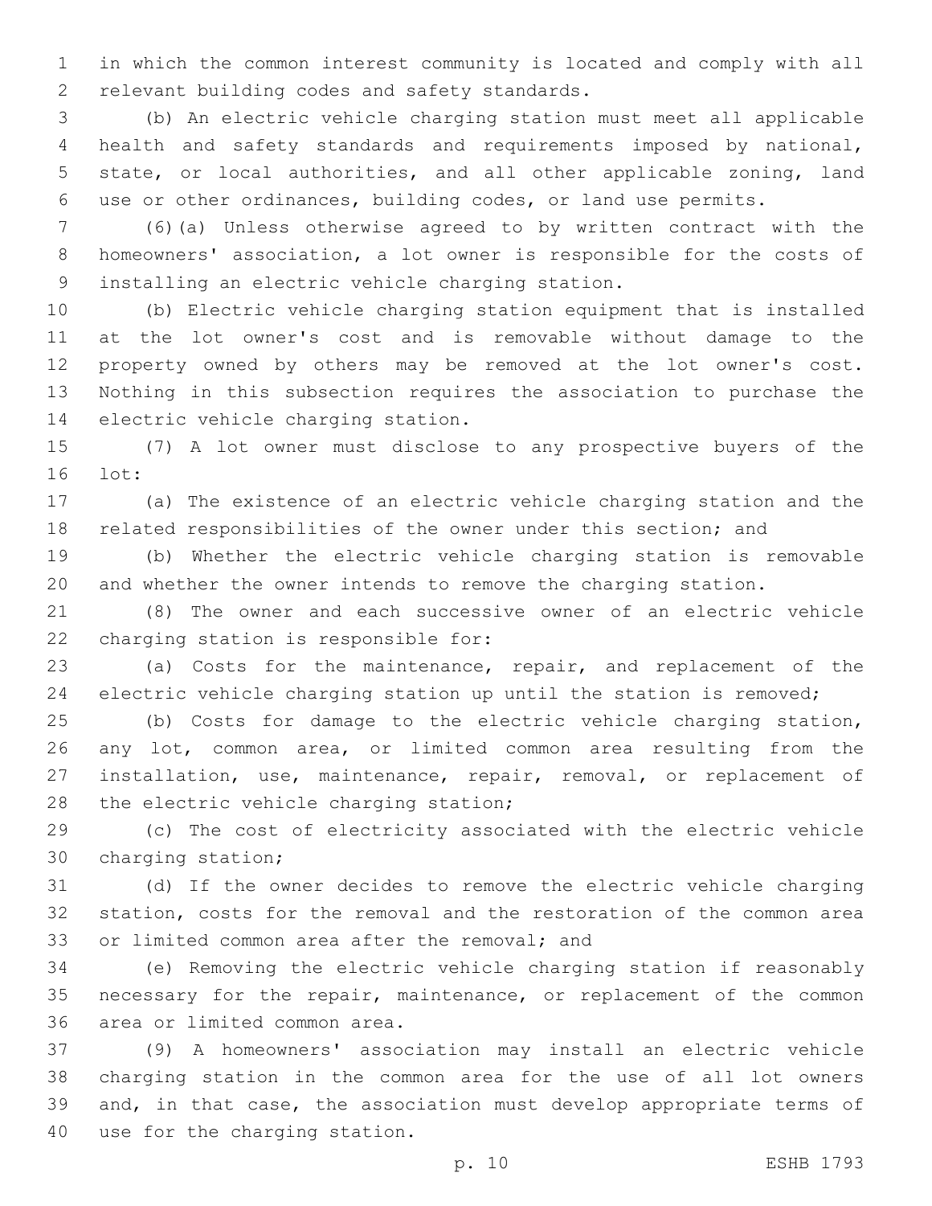in which the common interest community is located and comply with all relevant building codes and safety standards.

(b) An electric vehicle charging station must meet all applicable health and safety standards and requirements imposed by national, state, or local authorities, and all other applicable zoning, land use or other ordinances, building codes, or land use permits.

(6)(a) Unless otherwise agreed to by written contract with the homeowners' association, a lot owner is responsible for the costs of installing an electric vehicle charging station.

(b) Electric vehicle charging station equipment that is installed at the lot owner's cost and is removable without damage to the property owned by others may be removed at the lot owner's cost. Nothing in this subsection requires the association to purchase the electric vehicle charging station.

(7) A lot owner must disclose to any prospective buyers of the lot:

(a) The existence of an electric vehicle charging station and the related responsibilities of the owner under this section; and

(b) Whether the electric vehicle charging station is removable and whether the owner intends to remove the charging station.

(8) The owner and each successive owner of an electric vehicle charging station is responsible for:

(a) Costs for the maintenance, repair, and replacement of the electric vehicle charging station up until the station is removed;

(b) Costs for damage to the electric vehicle charging station, any lot, common area, or limited common area resulting from the installation, use, maintenance, repair, removal, or replacement of the electric vehicle charging station;

(c) The cost of electricity associated with the electric vehicle charging station;

(d) If the owner decides to remove the electric vehicle charging station, costs for the removal and the restoration of the common area or limited common area after the removal; and

(e) Removing the electric vehicle charging station if reasonably necessary for the repair, maintenance, or replacement of the common area or limited common area.

(9) A homeowners' association may install an electric vehicle charging station in the common area for the use of all lot owners and, in that case, the association must develop appropriate terms of use for the charging station.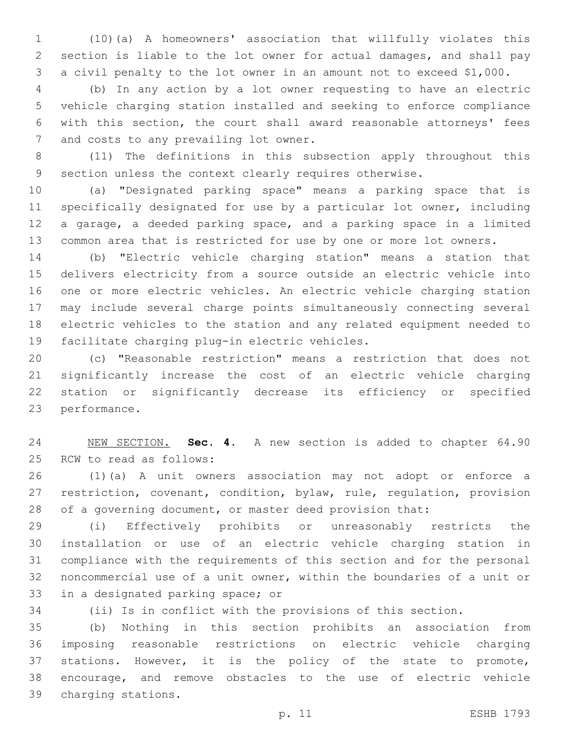(10)(a) A homeowners' association that willfully violates this section is liable to the lot owner for actual damages, and shall pay a civil penalty to the lot owner in an amount not to exceed $1,000.

(b) In any action by a lot owner requesting to have an electric vehicle charging station installed and seeking to enforce compliance with this section, the court shall award reasonable attorneys' fees and costs to any prevailing lot owner.

(11) The definitions in this subsection apply throughout this section unless the context clearly requires otherwise.

(a) "Designated parking space" means a parking space that is specifically designated for use by a particular lot owner, including a garage, a deeded parking space, and a parking space in a limited common area that is restricted for use by one or more lot owners.

(b) "Electric vehicle charging station" means a station that delivers electricity from a source outside an electric vehicle into one or more electric vehicles. An electric vehicle charging station may include several charge points simultaneously connecting several electric vehicles to the station and any related equipment needed to facilitate charging plug-in electric vehicles.

(c) "Reasonable restriction" means a restriction that does not significantly increase the cost of an electric vehicle charging station or significantly decrease its efficiency or specified performance.

NEW SECTION. **Sec. 4.** A new section is added to chapter 64.90 RCW to read as follows:

(1)(a) A unit owners association may not adopt or enforce a restriction, covenant, condition, bylaw, rule, regulation, provision of a governing document, or master deed provision that:

(i) Effectively prohibits or unreasonably restricts the installation or use of an electric vehicle charging station in compliance with the requirements of this section and for the personal noncommercial use of a unit owner, within the boundaries of a unit or in a designated parking space; or

(ii) Is in conflict with the provisions of this section.

(b) Nothing in this section prohibits an association from imposing reasonable restrictions on electric vehicle charging stations. However, it is the policy of the state to promote, encourage, and remove obstacles to the use of electric vehicle charging stations.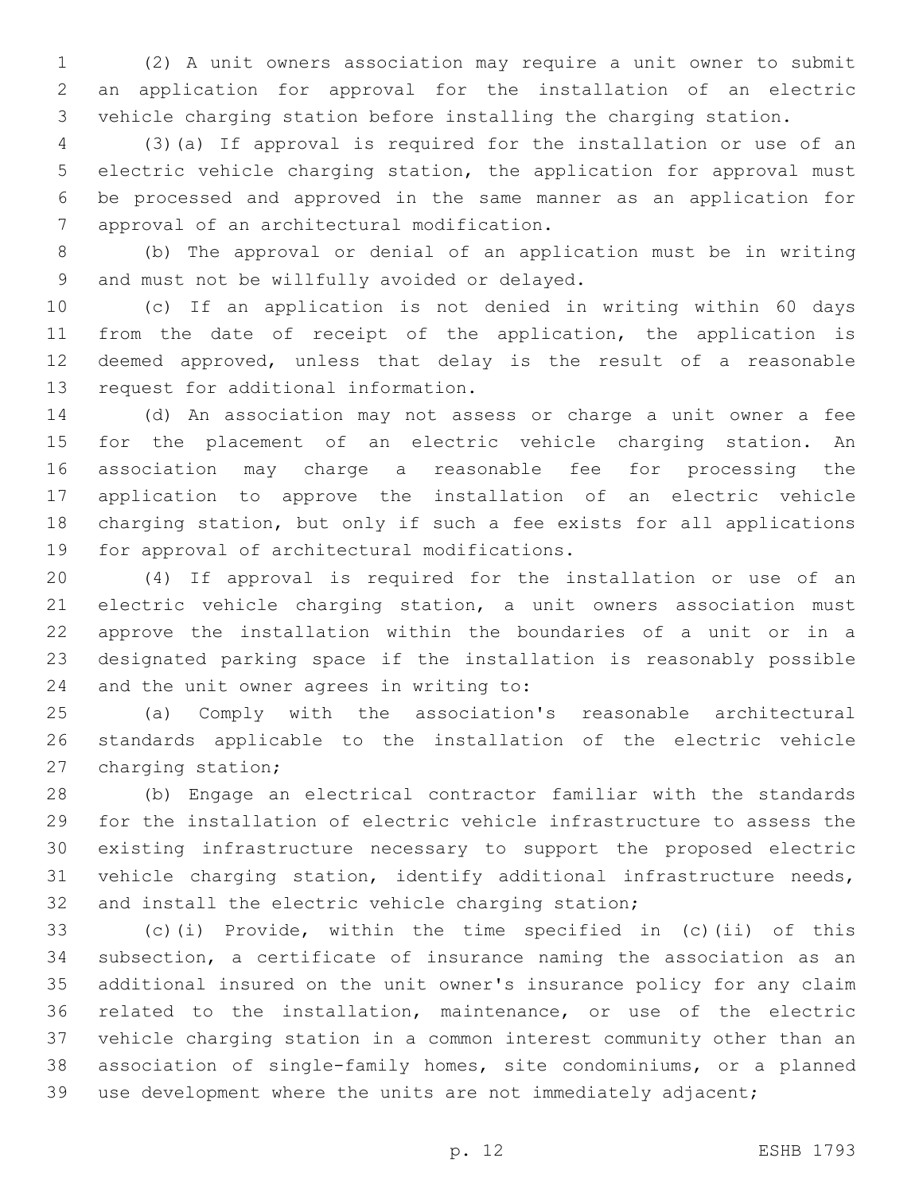(2) A unit owners association may require a unit owner to submit an application for approval for the installation of an electric vehicle charging station before installing the charging station.

(3)(a) If approval is required for the installation or use of an electric vehicle charging station, the application for approval must be processed and approved in the same manner as an application for approval of an architectural modification.

(b) The approval or denial of an application must be in writing and must not be willfully avoided or delayed.

(c) If an application is not denied in writing within 60 days from the date of receipt of the application, the application is deemed approved, unless that delay is the result of a reasonable request for additional information.

(d) An association may not assess or charge a unit owner a fee for the placement of an electric vehicle charging station. An association may charge a reasonable fee for processing the application to approve the installation of an electric vehicle charging station, but only if such a fee exists for all applications for approval of architectural modifications.

(4) If approval is required for the installation or use of an electric vehicle charging station, a unit owners association must approve the installation within the boundaries of a unit or in a designated parking space if the installation is reasonably possible and the unit owner agrees in writing to:

(a) Comply with the association's reasonable architectural standards applicable to the installation of the electric vehicle charging station;

(b) Engage an electrical contractor familiar with the standards for the installation of electric vehicle infrastructure to assess the existing infrastructure necessary to support the proposed electric vehicle charging station, identify additional infrastructure needs, and install the electric vehicle charging station;

(c)(i) Provide, within the time specified in (c)(ii) of this subsection, a certificate of insurance naming the association as an additional insured on the unit owner's insurance policy for any claim related to the installation, maintenance, or use of the electric vehicle charging station in a common interest community other than an association of single-family homes, site condominiums, or a planned use development where the units are not immediately adjacent;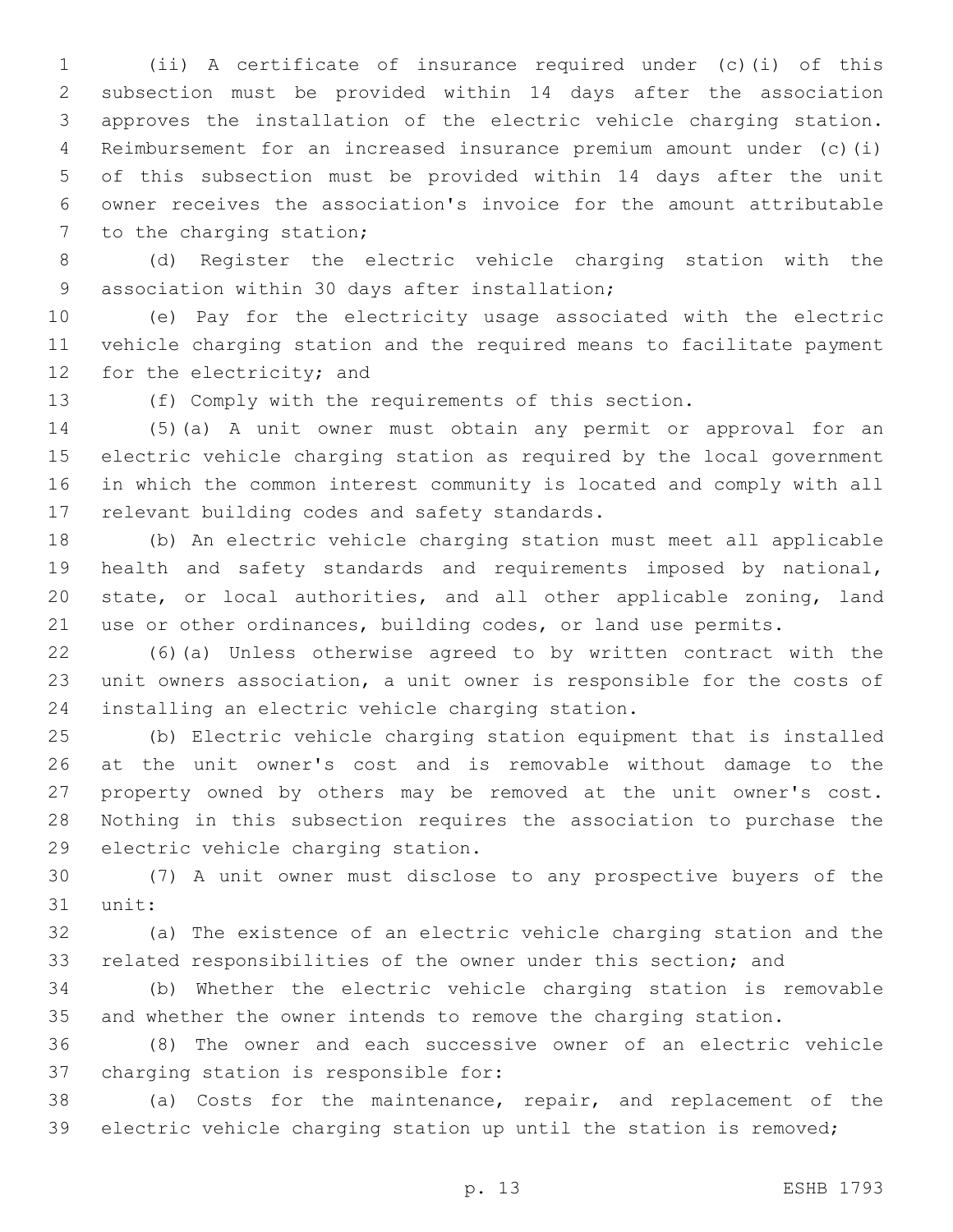(ii) A certificate of insurance required under (c)(i) of this subsection must be provided within 14 days after the association approves the installation of the electric vehicle charging station. Reimbursement for an increased insurance premium amount under (c)(i) of this subsection must be provided within 14 days after the unit owner receives the association's invoice for the amount attributable to the charging station;

(d) Register the electric vehicle charging station with the association within 30 days after installation;

(e) Pay for the electricity usage associated with the electric vehicle charging station and the required means to facilitate payment for the electricity; and

(f) Comply with the requirements of this section.

(5)(a) A unit owner must obtain any permit or approval for an electric vehicle charging station as required by the local government in which the common interest community is located and comply with all relevant building codes and safety standards.

(b) An electric vehicle charging station must meet all applicable health and safety standards and requirements imposed by national, state, or local authorities, and all other applicable zoning, land use or other ordinances, building codes, or land use permits.

(6)(a) Unless otherwise agreed to by written contract with the unit owners association, a unit owner is responsible for the costs of installing an electric vehicle charging station.

(b) Electric vehicle charging station equipment that is installed at the unit owner's cost and is removable without damage to the property owned by others may be removed at the unit owner's cost. Nothing in this subsection requires the association to purchase the electric vehicle charging station.

(7) A unit owner must disclose to any prospective buyers of the unit:

(a) The existence of an electric vehicle charging station and the related responsibilities of the owner under this section; and

(b) Whether the electric vehicle charging station is removable and whether the owner intends to remove the charging station.

(8) The owner and each successive owner of an electric vehicle charging station is responsible for:

(a) Costs for the maintenance, repair, and replacement of the electric vehicle charging station up until the station is removed;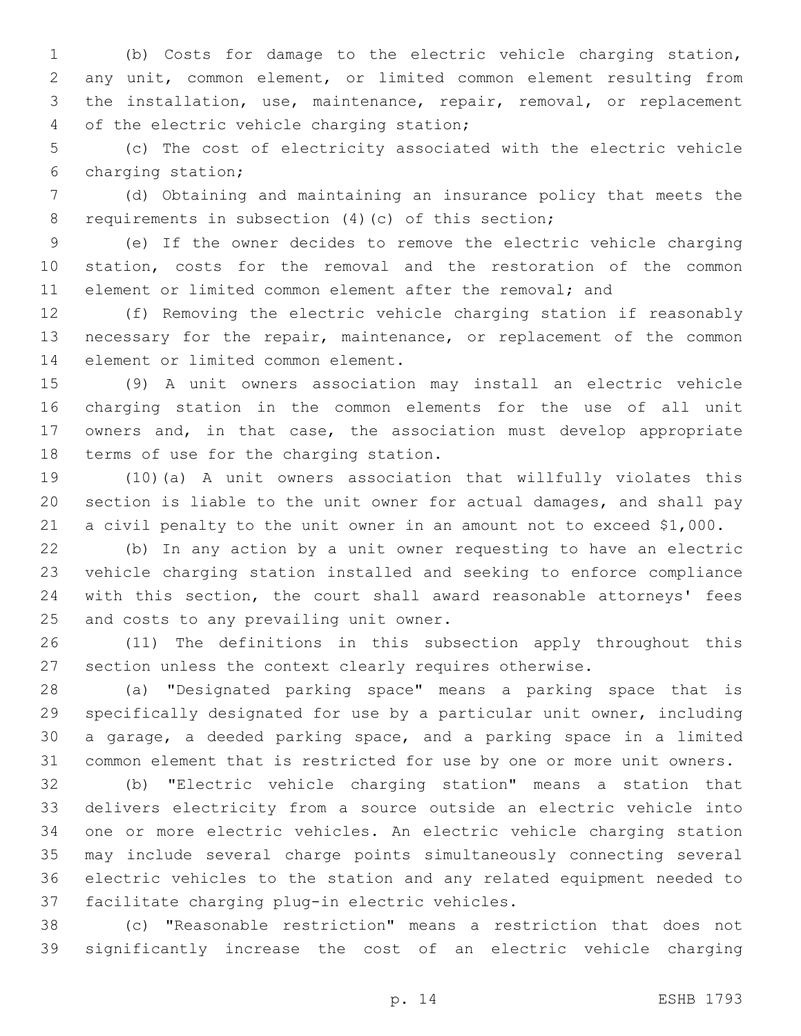(b) Costs for damage to the electric vehicle charging station, any unit, common element, or limited common element resulting from the installation, use, maintenance, repair, removal, or replacement of the electric vehicle charging station;

(c) The cost of electricity associated with the electric vehicle charging station;

(d) Obtaining and maintaining an insurance policy that meets the requirements in subsection (4)(c) of this section;

(e) If the owner decides to remove the electric vehicle charging station, costs for the removal and the restoration of the common element or limited common element after the removal; and

(f) Removing the electric vehicle charging station if reasonably necessary for the repair, maintenance, or replacement of the common element or limited common element.

(9) A unit owners association may install an electric vehicle charging station in the common elements for the use of all unit owners and, in that case, the association must develop appropriate terms of use for the charging station.

(10)(a) A unit owners association that willfully violates this section is liable to the unit owner for actual damages, and shall pay a civil penalty to the unit owner in an amount not to exceed $1,000.

(b) In any action by a unit owner requesting to have an electric vehicle charging station installed and seeking to enforce compliance with this section, the court shall award reasonable attorneys' fees and costs to any prevailing unit owner.

(11) The definitions in this subsection apply throughout this section unless the context clearly requires otherwise.

(a) "Designated parking space" means a parking space that is specifically designated for use by a particular unit owner, including a garage, a deeded parking space, and a parking space in a limited common element that is restricted for use by one or more unit owners.

(b) "Electric vehicle charging station" means a station that delivers electricity from a source outside an electric vehicle into one or more electric vehicles. An electric vehicle charging station may include several charge points simultaneously connecting several electric vehicles to the station and any related equipment needed to facilitate charging plug-in electric vehicles.

(c) "Reasonable restriction" means a restriction that does not significantly increase the cost of an electric vehicle charging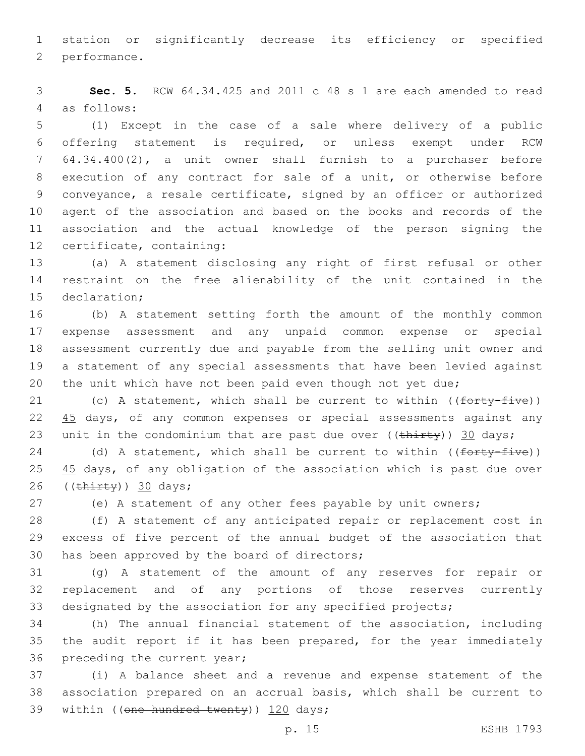station or significantly decrease its efficiency or specified performance.

**Sec. 5.** RCW 64.34.425 and 2011 c 48 s 1 are each amended to read as follows:

(1) Except in the case of a sale where delivery of a public offering statement is required, or unless exempt under RCW 64.34.400(2), a unit owner shall furnish to a purchaser before execution of any contract for sale of a unit, or otherwise before conveyance, a resale certificate, signed by an officer or authorized agent of the association and based on the books and records of the association and the actual knowledge of the person signing the certificate, containing:

(a) A statement disclosing any right of first refusal or other restraint on the free alienability of the unit contained in the declaration;

(b) A statement setting forth the amount of the monthly common expense assessment and any unpaid common expense or special assessment currently due and payable from the selling unit owner and a statement of any special assessments that have been levied against the unit which have not been paid even though not yet due;

(c) A statement, which shall be current to within ((~~forty-five~~)) 45 days, of any common expenses or special assessments against any unit in the condominium that are past due over ((~~thirty~~)) 30 days;

(d) A statement, which shall be current to within ((~~forty-five~~)) 45 days, of any obligation of the association which is past due over ((~~thirty~~)) 30 days;

(e) A statement of any other fees payable by unit owners;

(f) A statement of any anticipated repair or replacement cost in excess of five percent of the annual budget of the association that has been approved by the board of directors;

(g) A statement of the amount of any reserves for repair or replacement and of any portions of those reserves currently designated by the association for any specified projects;

(h) The annual financial statement of the association, including the audit report if it has been prepared, for the year immediately preceding the current year;

(i) A balance sheet and a revenue and expense statement of the association prepared on an accrual basis, which shall be current to within ((~~one hundred twenty~~)) 120 days;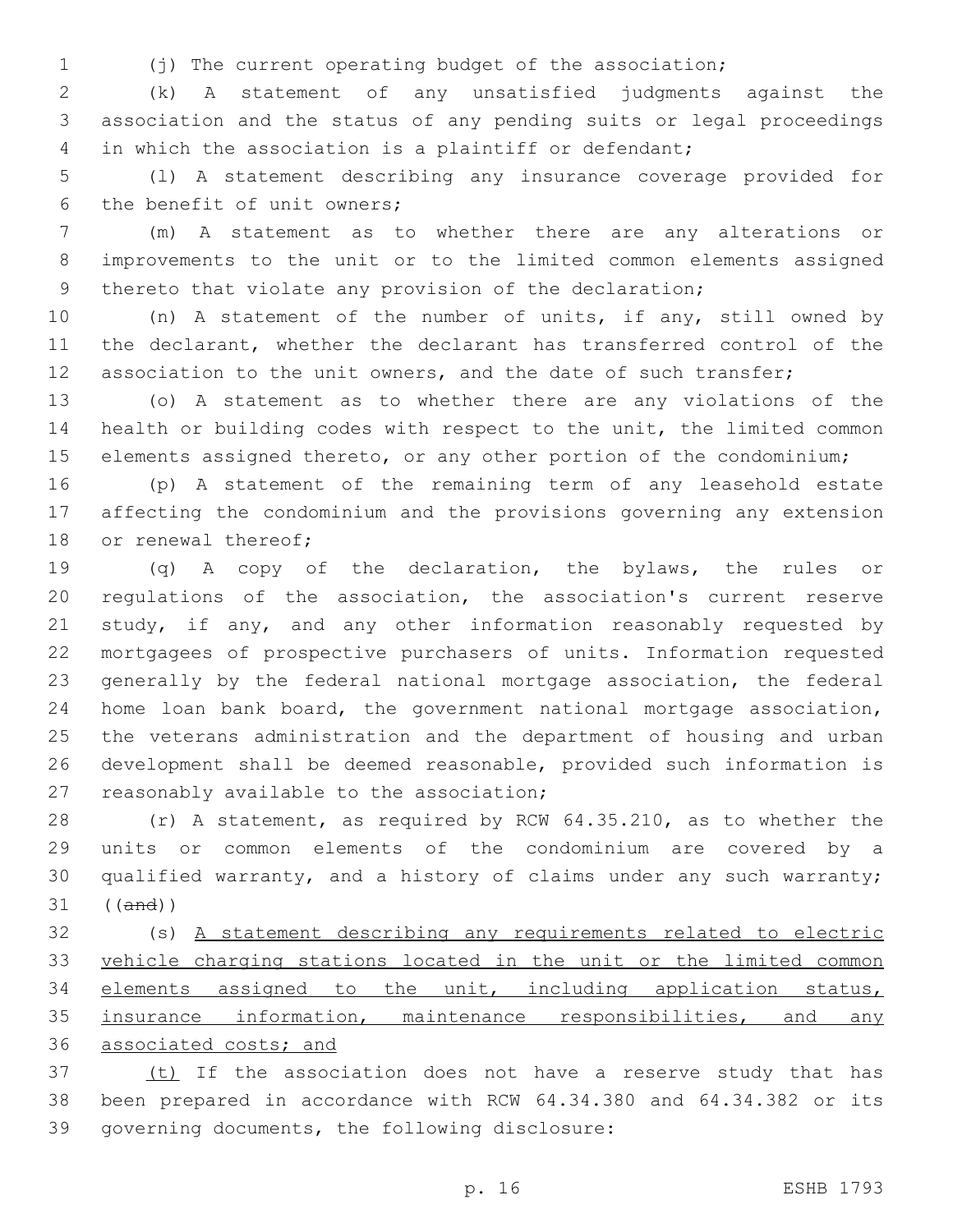(j) The current operating budget of the association;

(k) A statement of any unsatisfied judgments against the association and the status of any pending suits or legal proceedings in which the association is a plaintiff or defendant;

(l) A statement describing any insurance coverage provided for the benefit of unit owners;

(m) A statement as to whether there are any alterations or improvements to the unit or to the limited common elements assigned thereto that violate any provision of the declaration;

(n) A statement of the number of units, if any, still owned by the declarant, whether the declarant has transferred control of the association to the unit owners, and the date of such transfer;

(o) A statement as to whether there are any violations of the health or building codes with respect to the unit, the limited common elements assigned thereto, or any other portion of the condominium;

(p) A statement of the remaining term of any leasehold estate affecting the condominium and the provisions governing any extension or renewal thereof;

(q) A copy of the declaration, the bylaws, the rules or regulations of the association, the association's current reserve study, if any, and any other information reasonably requested by mortgagees of prospective purchasers of units. Information requested generally by the federal national mortgage association, the federal home loan bank board, the government national mortgage association, the veterans administration and the department of housing and urban development shall be deemed reasonable, provided such information is reasonably available to the association;

(r) A statement, as required by RCW 64.35.210, as to whether the units or common elements of the condominium are covered by a qualified warranty, and a history of claims under any such warranty; ((~~and~~))

(s) <u>A statement describing any requirements related to electric vehicle charging stations located in the unit or the limited common elements assigned to the unit, including application status, insurance information, maintenance responsibilities, and any associated costs; and</u>

<u>(t)</u> If the association does not have a reserve study that has been prepared in accordance with RCW 64.34.380 and 64.34.382 or its governing documents, the following disclosure: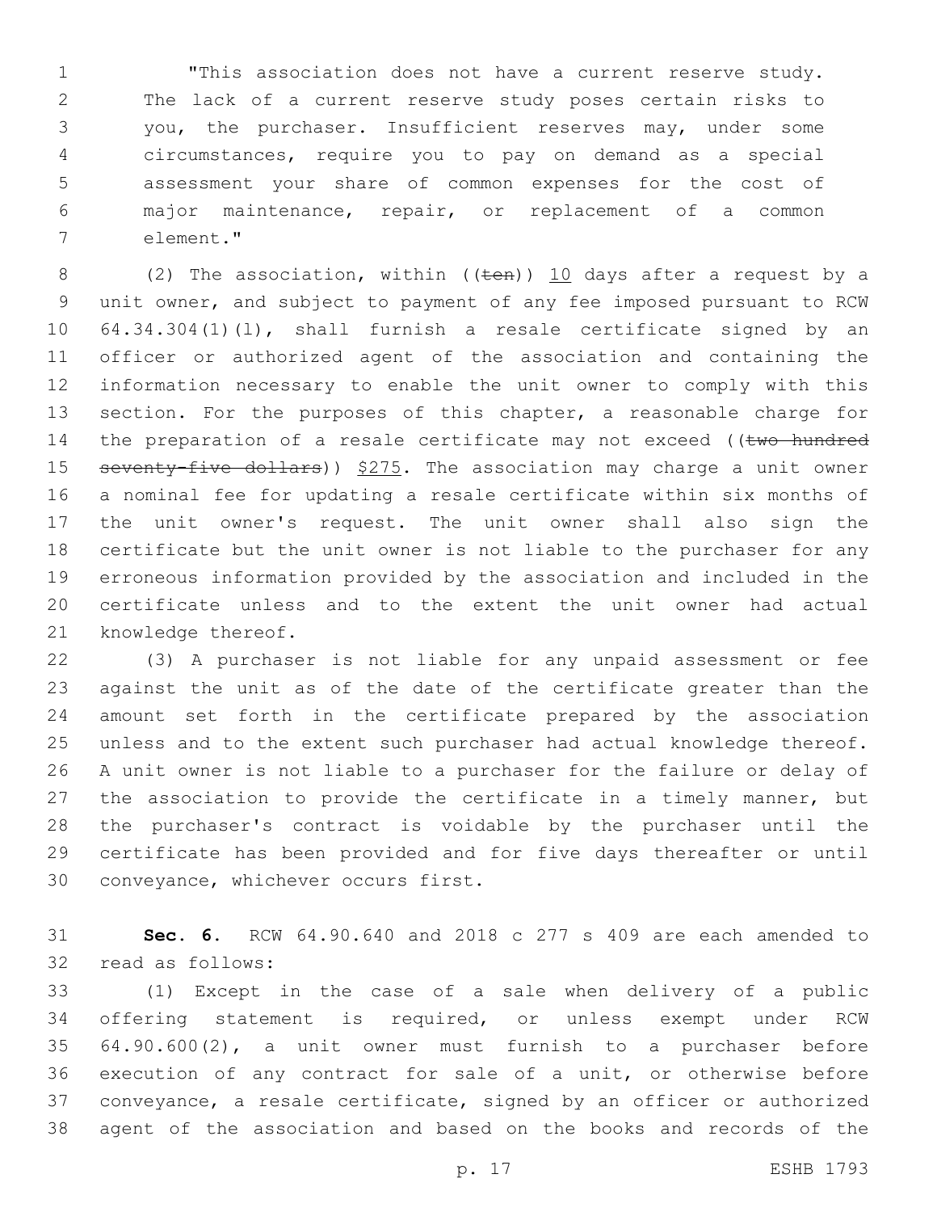"This association does not have a current reserve study. The lack of a current reserve study poses certain risks to you, the purchaser. Insufficient reserves may, under some circumstances, require you to pay on demand as a special assessment your share of common expenses for the cost of major maintenance, repair, or replacement of a common element."

(2) The association, within ((~~ten~~)) 10 days after a request by a unit owner, and subject to payment of any fee imposed pursuant to RCW 64.34.304(1)(l), shall furnish a resale certificate signed by an officer or authorized agent of the association and containing the information necessary to enable the unit owner to comply with this section. For the purposes of this chapter, a reasonable charge for the preparation of a resale certificate may not exceed ((~~two hundred seventy-five dollars~~)) $275. The association may charge a unit owner a nominal fee for updating a resale certificate within six months of the unit owner's request. The unit owner shall also sign the certificate but the unit owner is not liable to the purchaser for any erroneous information provided by the association and included in the certificate unless and to the extent the unit owner had actual knowledge thereof.

(3) A purchaser is not liable for any unpaid assessment or fee against the unit as of the date of the certificate greater than the amount set forth in the certificate prepared by the association unless and to the extent such purchaser had actual knowledge thereof. A unit owner is not liable to a purchaser for the failure or delay of the association to provide the certificate in a timely manner, but the purchaser's contract is voidable by the purchaser until the certificate has been provided and for five days thereafter or until conveyance, whichever occurs first.

**Sec. 6.** RCW 64.90.640 and 2018 c 277 s 409 are each amended to read as follows:

(1) Except in the case of a sale when delivery of a public offering statement is required, or unless exempt under RCW 64.90.600(2), a unit owner must furnish to a purchaser before execution of any contract for sale of a unit, or otherwise before conveyance, a resale certificate, signed by an officer or authorized agent of the association and based on the books and records of the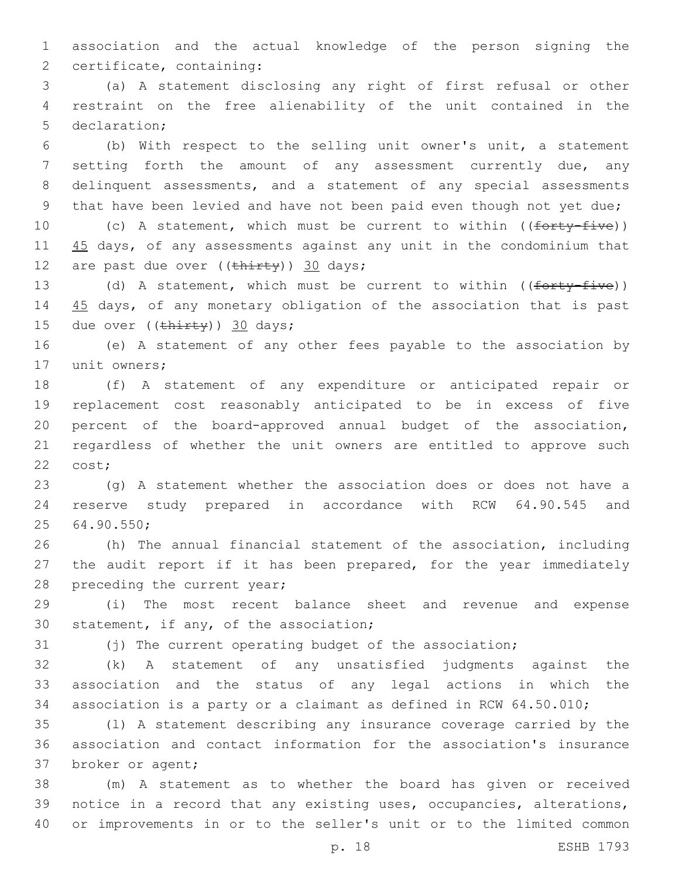association and the actual knowledge of the person signing the certificate, containing:

(a) A statement disclosing any right of first refusal or other restraint on the free alienability of the unit contained in the declaration;

(b) With respect to the selling unit owner's unit, a statement setting forth the amount of any assessment currently due, any delinquent assessments, and a statement of any special assessments that have been levied and have not been paid even though not yet due;

(c) A statement, which must be current to within ((~~forty-five~~)) 45 days, of any assessments against any unit in the condominium that are past due over ((~~thirty~~)) 30 days;

(d) A statement, which must be current to within ((~~forty-five~~)) 45 days, of any monetary obligation of the association that is past due over ((~~thirty~~)) 30 days;

(e) A statement of any other fees payable to the association by unit owners;

(f) A statement of any expenditure or anticipated repair or replacement cost reasonably anticipated to be in excess of five percent of the board-approved annual budget of the association, regardless of whether the unit owners are entitled to approve such cost;

(g) A statement whether the association does or does not have a reserve study prepared in accordance with RCW 64.90.545 and 64.90.550;

(h) The annual financial statement of the association, including the audit report if it has been prepared, for the year immediately preceding the current year;

(i) The most recent balance sheet and revenue and expense statement, if any, of the association;

(j) The current operating budget of the association;

(k) A statement of any unsatisfied judgments against the association and the status of any legal actions in which the association is a party or a claimant as defined in RCW 64.50.010;

(l) A statement describing any insurance coverage carried by the association and contact information for the association's insurance broker or agent;

(m) A statement as to whether the board has given or received notice in a record that any existing uses, occupancies, alterations, or improvements in or to the seller's unit or to the limited common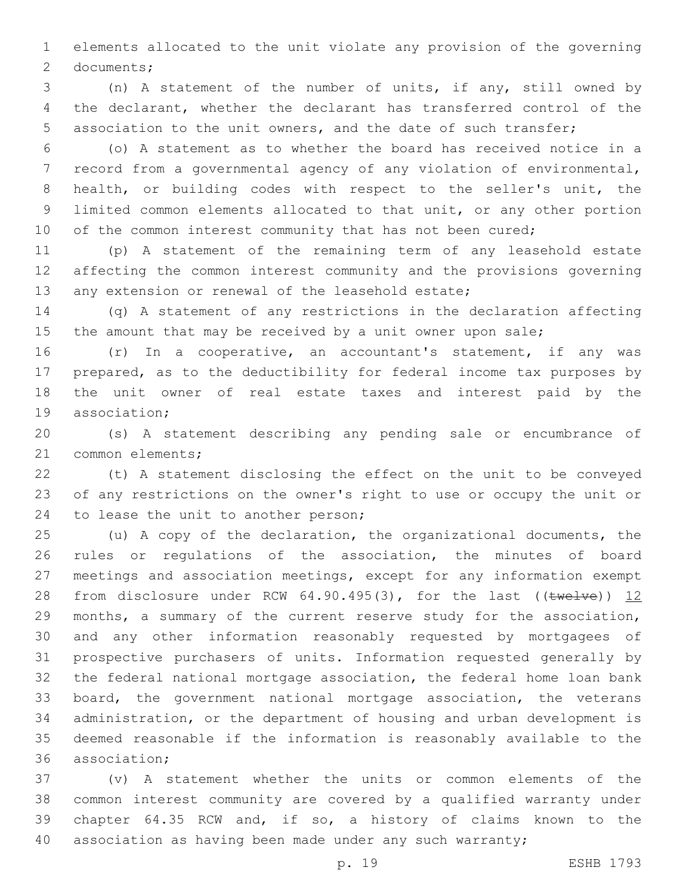elements allocated to the unit violate any provision of the governing documents;

(n) A statement of the number of units, if any, still owned by the declarant, whether the declarant has transferred control of the association to the unit owners, and the date of such transfer;

(o) A statement as to whether the board has received notice in a record from a governmental agency of any violation of environmental, health, or building codes with respect to the seller's unit, the limited common elements allocated to that unit, or any other portion of the common interest community that has not been cured;

(p) A statement of the remaining term of any leasehold estate affecting the common interest community and the provisions governing any extension or renewal of the leasehold estate;

(q) A statement of any restrictions in the declaration affecting the amount that may be received by a unit owner upon sale;

(r) In a cooperative, an accountant's statement, if any was prepared, as to the deductibility for federal income tax purposes by the unit owner of real estate taxes and interest paid by the association;

(s) A statement describing any pending sale or encumbrance of common elements;

(t) A statement disclosing the effect on the unit to be conveyed of any restrictions on the owner's right to use or occupy the unit or to lease the unit to another person;

(u) A copy of the declaration, the organizational documents, the rules or regulations of the association, the minutes of board meetings and association meetings, except for any information exempt from disclosure under RCW 64.90.495(3), for the last ((~~twelve~~)) 12 months, a summary of the current reserve study for the association, and any other information reasonably requested by mortgagees of prospective purchasers of units. Information requested generally by the federal national mortgage association, the federal home loan bank board, the government national mortgage association, the veterans administration, or the department of housing and urban development is deemed reasonable if the information is reasonably available to the association;

(v) A statement whether the units or common elements of the common interest community are covered by a qualified warranty under chapter 64.35 RCW and, if so, a history of claims known to the association as having been made under any such warranty;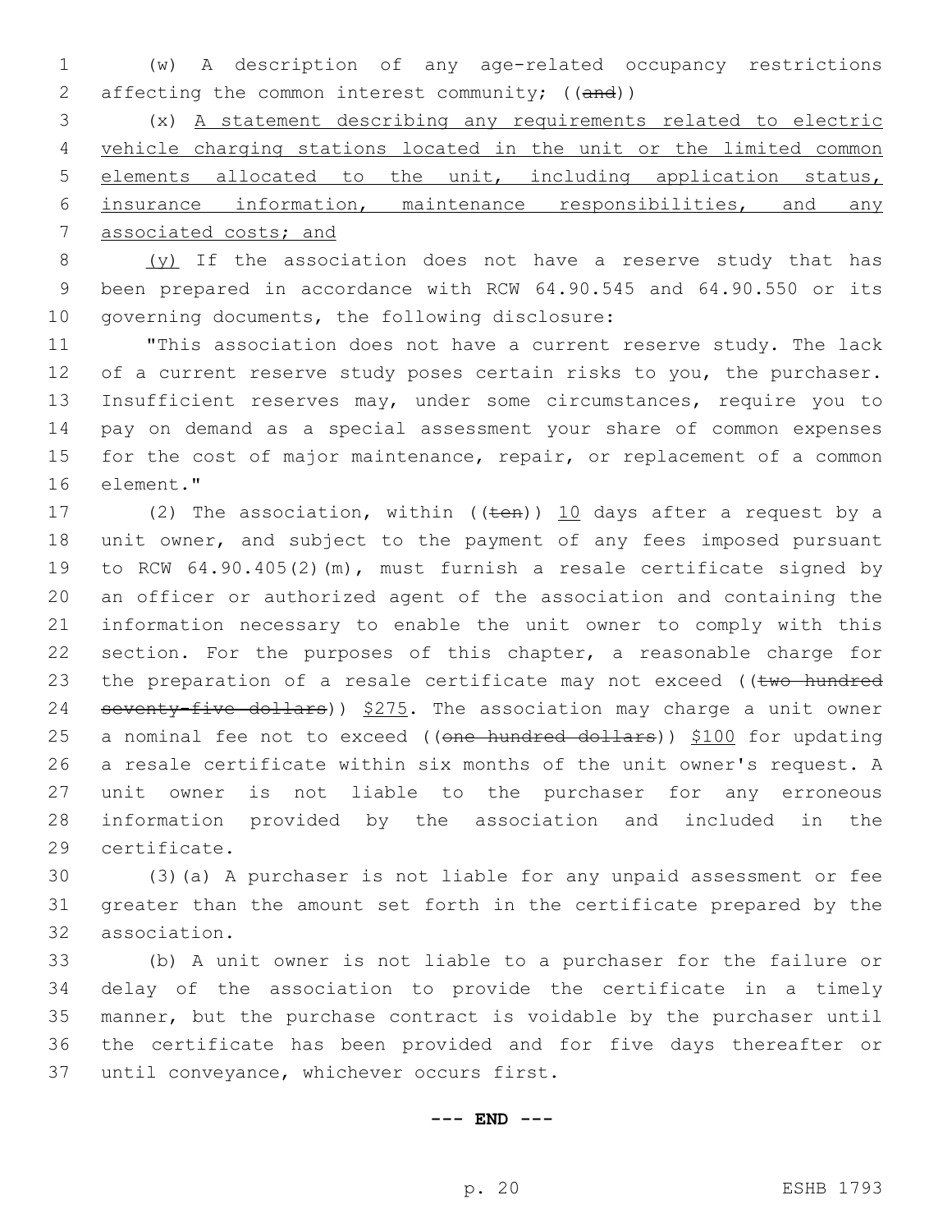(w) A description of any age-related occupancy restrictions affecting the common interest community; ((~~and~~))

(x) A statement describing any requirements related to electric vehicle charging stations located in the unit or the limited common elements allocated to the unit, including application status, insurance information, maintenance responsibilities, and any associated costs; and

(y) If the association does not have a reserve study that has been prepared in accordance with RCW 64.90.545 and 64.90.550 or its governing documents, the following disclosure:

"This association does not have a current reserve study. The lack of a current reserve study poses certain risks to you, the purchaser. Insufficient reserves may, under some circumstances, require you to pay on demand as a special assessment your share of common expenses for the cost of major maintenance, repair, or replacement of a common element."

(2) The association, within ((~~ten~~)) 10 days after a request by a unit owner, and subject to the payment of any fees imposed pursuant to RCW 64.90.405(2)(m), must furnish a resale certificate signed by an officer or authorized agent of the association and containing the information necessary to enable the unit owner to comply with this section. For the purposes of this chapter, a reasonable charge for the preparation of a resale certificate may not exceed ((~~two hundred seventy-five dollars~~)) $275. The association may charge a unit owner a nominal fee not to exceed ((~~one hundred dollars~~)) $100 for updating a resale certificate within six months of the unit owner's request. A unit owner is not liable to the purchaser for any erroneous information provided by the association and included in the certificate.

(3)(a) A purchaser is not liable for any unpaid assessment or fee greater than the amount set forth in the certificate prepared by the association.

(b) A unit owner is not liable to a purchaser for the failure or delay of the association to provide the certificate in a timely manner, but the purchase contract is voidable by the purchaser until the certificate has been provided and for five days thereafter or until conveyance, whichever occurs first.

**--- END ---**